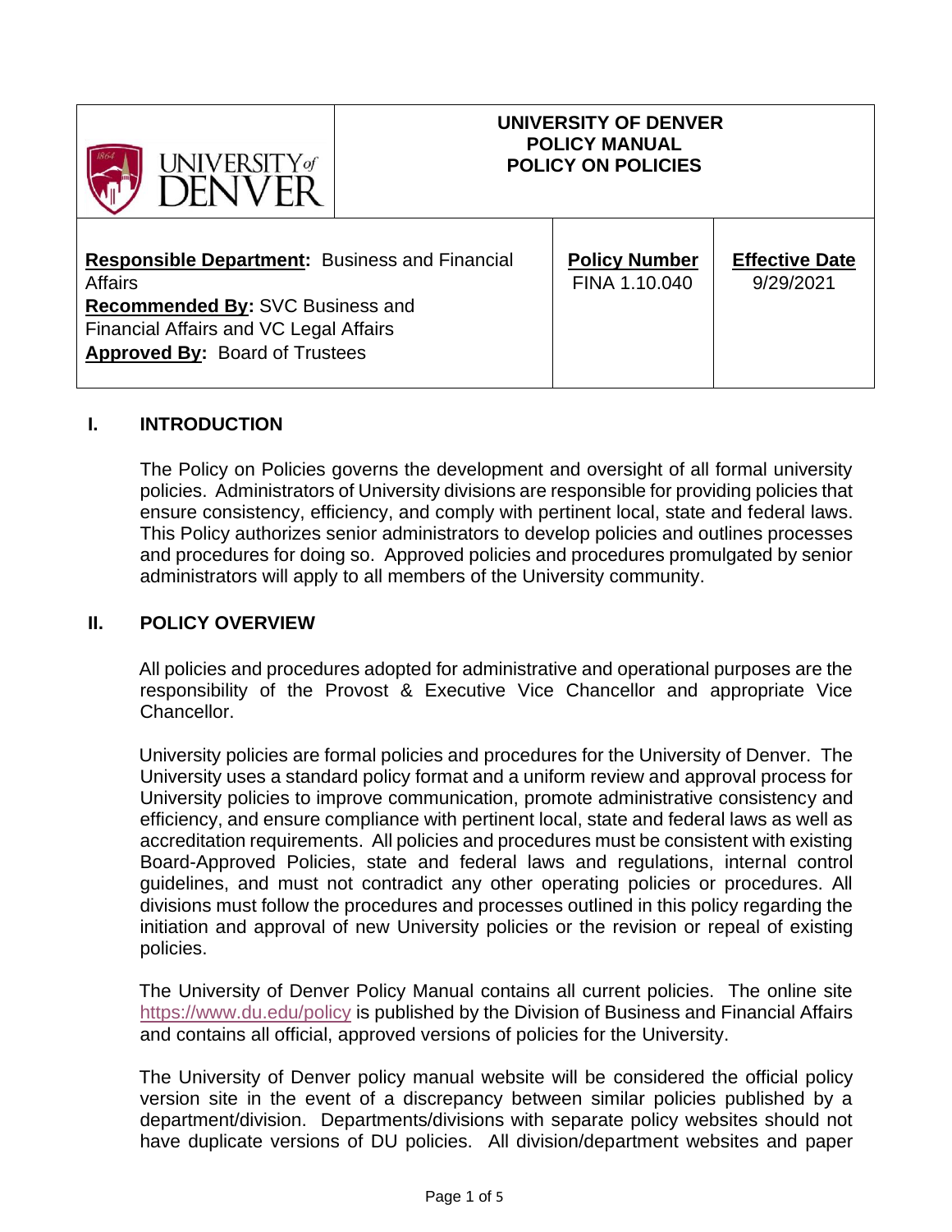**UNIVERSITY OF DENVER**
**POLICY MANUAL**
**POLICY ON POLICIES**

| **Responsible Department:** Business and Financial Affairs<br>**Recommended By:** SVC Business and Financial Affairs and VC Legal Affairs<br>**Approved By:** Board of Trustees | **Policy Number**<br>FINA 1.10.040 | **Effective Date**<br>9/29/2021 |
|---|---|---|

## I. INTRODUCTION

The Policy on Policies governs the development and oversight of all formal university policies. Administrators of University divisions are responsible for providing policies that ensure consistency, efficiency, and comply with pertinent local, state and federal laws. This Policy authorizes senior administrators to develop policies and outlines processes and procedures for doing so. Approved policies and procedures promulgated by senior administrators will apply to all members of the University community.

## II. POLICY OVERVIEW

All policies and procedures adopted for administrative and operational purposes are the responsibility of the Provost & Executive Vice Chancellor and appropriate Vice Chancellor.

University policies are formal policies and procedures for the University of Denver. The University uses a standard policy format and a uniform review and approval process for University policies to improve communication, promote administrative consistency and efficiency, and ensure compliance with pertinent local, state and federal laws as well as accreditation requirements. All policies and procedures must be consistent with existing Board-Approved Policies, state and federal laws and regulations, internal control guidelines, and must not contradict any other operating policies or procedures. All divisions must follow the procedures and processes outlined in this policy regarding the initiation and approval of new University policies or the revision or repeal of existing policies.

The University of Denver Policy Manual contains all current policies. The online site https://www.du.edu/policy is published by the Division of Business and Financial Affairs and contains all official, approved versions of policies for the University.

The University of Denver policy manual website will be considered the official policy version site in the event of a discrepancy between similar policies published by a department/division. Departments/divisions with separate policy websites should not have duplicate versions of DU policies. All division/department websites and paper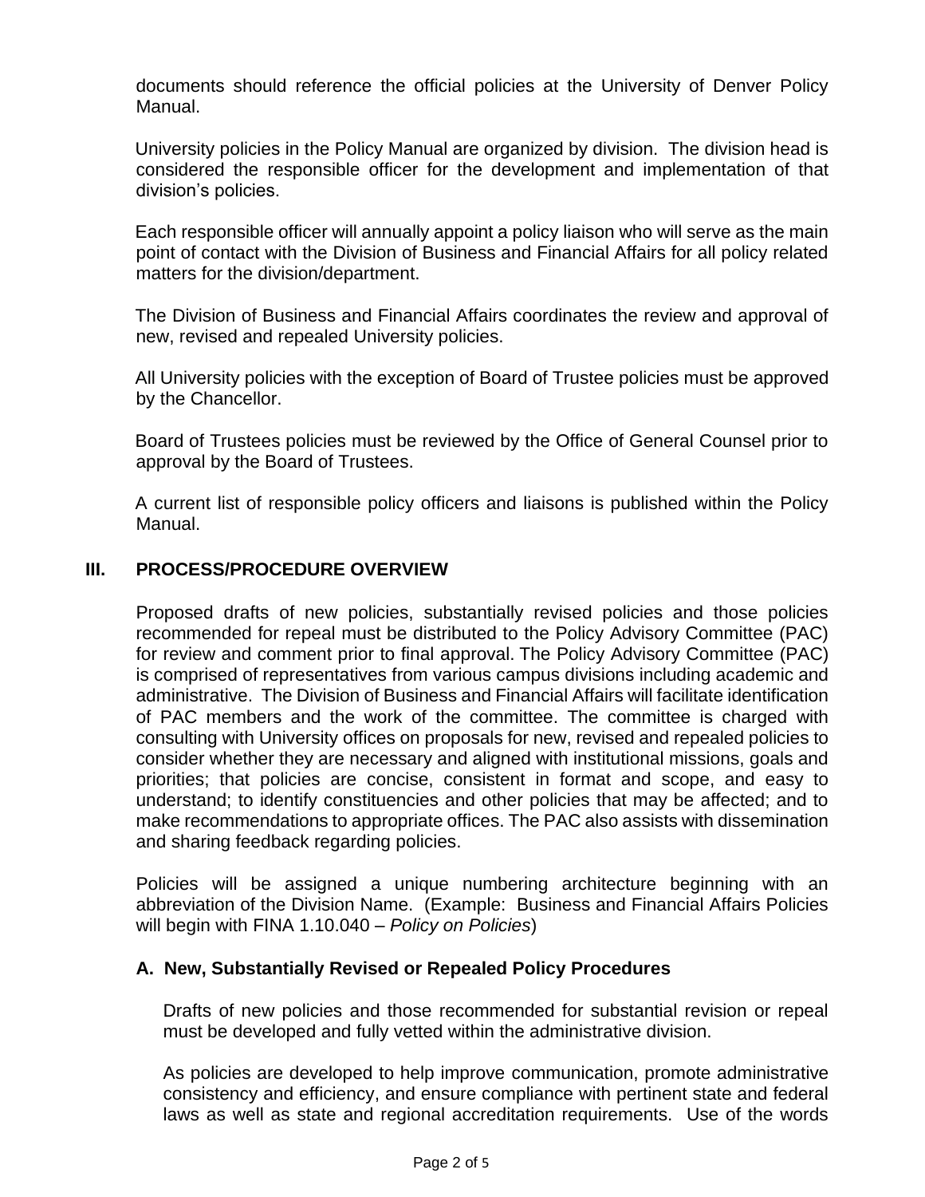documents should reference the official policies at the University of Denver Policy Manual.

University policies in the Policy Manual are organized by division. The division head is considered the responsible officer for the development and implementation of that division's policies.

Each responsible officer will annually appoint a policy liaison who will serve as the main point of contact with the Division of Business and Financial Affairs for all policy related matters for the division/department.

The Division of Business and Financial Affairs coordinates the review and approval of new, revised and repealed University policies.

All University policies with the exception of Board of Trustee policies must be approved by the Chancellor.

Board of Trustees policies must be reviewed by the Office of General Counsel prior to approval by the Board of Trustees.

A current list of responsible policy officers and liaisons is published within the Policy Manual.

## III. PROCESS/PROCEDURE OVERVIEW

Proposed drafts of new policies, substantially revised policies and those policies recommended for repeal must be distributed to the Policy Advisory Committee (PAC) for review and comment prior to final approval. The Policy Advisory Committee (PAC) is comprised of representatives from various campus divisions including academic and administrative. The Division of Business and Financial Affairs will facilitate identification of PAC members and the work of the committee. The committee is charged with consulting with University offices on proposals for new, revised and repealed policies to consider whether they are necessary and aligned with institutional missions, goals and priorities; that policies are concise, consistent in format and scope, and easy to understand; to identify constituencies and other policies that may be affected; and to make recommendations to appropriate offices. The PAC also assists with dissemination and sharing feedback regarding policies.

Policies will be assigned a unique numbering architecture beginning with an abbreviation of the Division Name. (Example: Business and Financial Affairs Policies will begin with FINA 1.10.040 – *Policy on Policies*)

### A. New, Substantially Revised or Repealed Policy Procedures

Drafts of new policies and those recommended for substantial revision or repeal must be developed and fully vetted within the administrative division.

As policies are developed to help improve communication, promote administrative consistency and efficiency, and ensure compliance with pertinent state and federal laws as well as state and regional accreditation requirements. Use of the words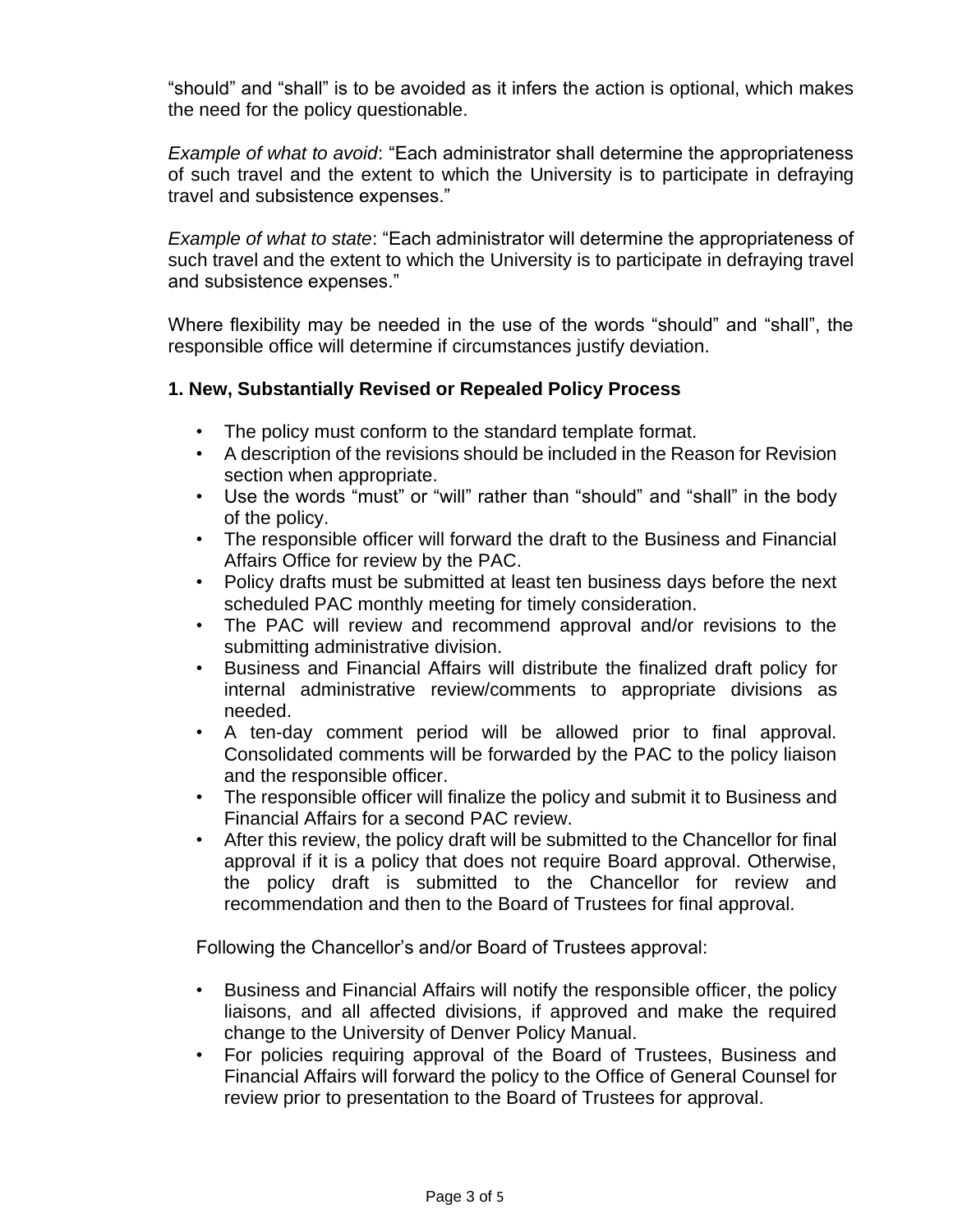"should" and "shall" is to be avoided as it infers the action is optional, which makes the need for the policy questionable.

*Example of what to avoid*: "Each administrator shall determine the appropriateness of such travel and the extent to which the University is to participate in defraying travel and subsistence expenses."

*Example of what to state*: "Each administrator will determine the appropriateness of such travel and the extent to which the University is to participate in defraying travel and subsistence expenses."

Where flexibility may be needed in the use of the words "should" and "shall", the responsible office will determine if circumstances justify deviation.

### 1. New, Substantially Revised or Repealed Policy Process

- The policy must conform to the standard template format.
- A description of the revisions should be included in the Reason for Revision section when appropriate.
- Use the words "must" or "will" rather than "should" and "shall" in the body of the policy.
- The responsible officer will forward the draft to the Business and Financial Affairs Office for review by the PAC.
- Policy drafts must be submitted at least ten business days before the next scheduled PAC monthly meeting for timely consideration.
- The PAC will review and recommend approval and/or revisions to the submitting administrative division.
- Business and Financial Affairs will distribute the finalized draft policy for internal administrative review/comments to appropriate divisions as needed.
- A ten-day comment period will be allowed prior to final approval. Consolidated comments will be forwarded by the PAC to the policy liaison and the responsible officer.
- The responsible officer will finalize the policy and submit it to Business and Financial Affairs for a second PAC review.
- After this review, the policy draft will be submitted to the Chancellor for final approval if it is a policy that does not require Board approval. Otherwise, the policy draft is submitted to the Chancellor for review and recommendation and then to the Board of Trustees for final approval.

Following the Chancellor's and/or Board of Trustees approval:

- Business and Financial Affairs will notify the responsible officer, the policy liaisons, and all affected divisions, if approved and make the required change to the University of Denver Policy Manual.
- For policies requiring approval of the Board of Trustees, Business and Financial Affairs will forward the policy to the Office of General Counsel for review prior to presentation to the Board of Trustees for approval.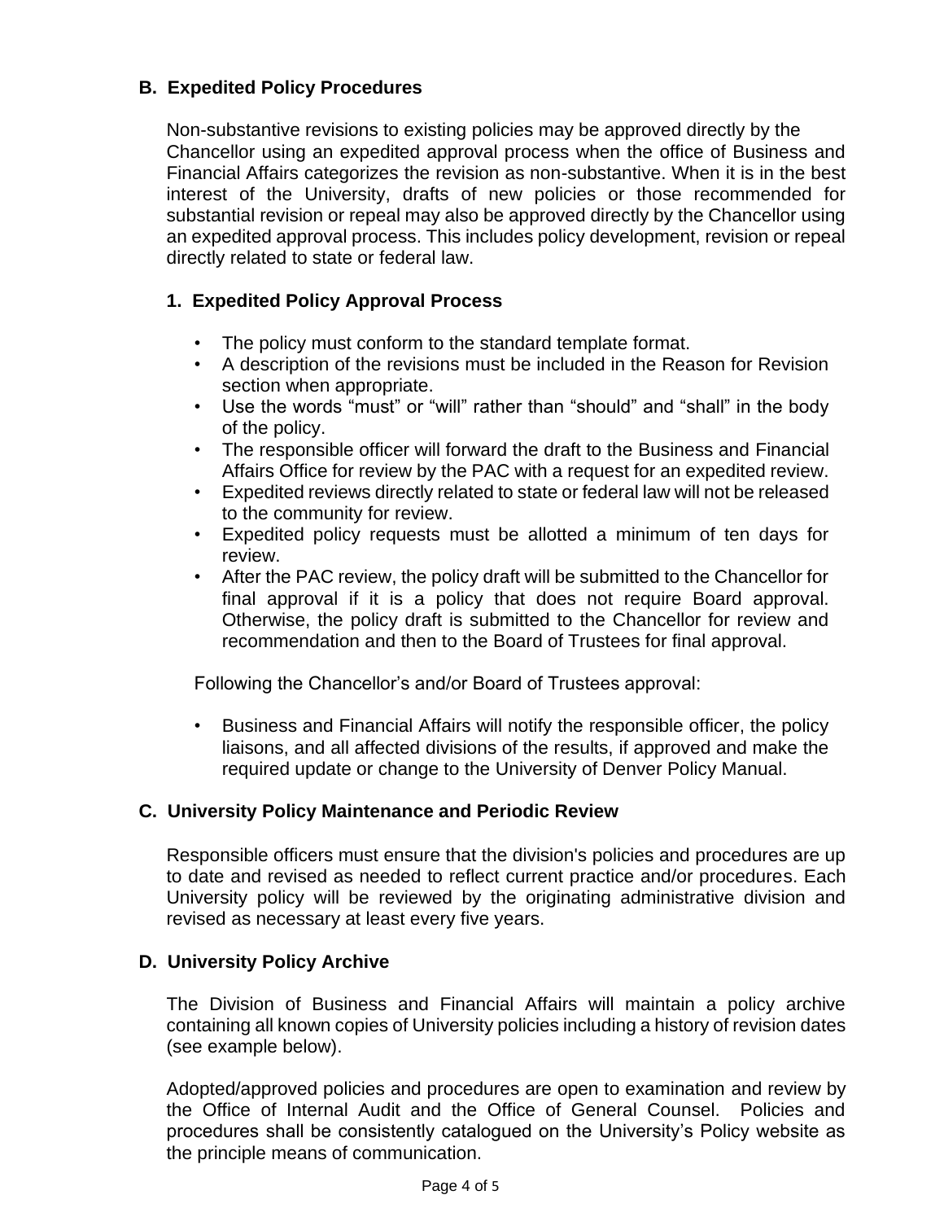## B. Expedited Policy Procedures

Non-substantive revisions to existing policies may be approved directly by the Chancellor using an expedited approval process when the office of Business and Financial Affairs categorizes the revision as non-substantive. When it is in the best interest of the University, drafts of new policies or those recommended for substantial revision or repeal may also be approved directly by the Chancellor using an expedited approval process. This includes policy development, revision or repeal directly related to state or federal law.

### 1. Expedited Policy Approval Process

- The policy must conform to the standard template format.
- A description of the revisions must be included in the Reason for Revision section when appropriate.
- Use the words "must" or "will" rather than "should" and "shall" in the body of the policy.
- The responsible officer will forward the draft to the Business and Financial Affairs Office for review by the PAC with a request for an expedited review.
- Expedited reviews directly related to state or federal law will not be released to the community for review.
- Expedited policy requests must be allotted a minimum of ten days for review.
- After the PAC review, the policy draft will be submitted to the Chancellor for final approval if it is a policy that does not require Board approval. Otherwise, the policy draft is submitted to the Chancellor for review and recommendation and then to the Board of Trustees for final approval.

Following the Chancellor's and/or Board of Trustees approval:

- Business and Financial Affairs will notify the responsible officer, the policy liaisons, and all affected divisions of the results, if approved and make the required update or change to the University of Denver Policy Manual.

## C. University Policy Maintenance and Periodic Review

Responsible officers must ensure that the division's policies and procedures are up to date and revised as needed to reflect current practice and/or procedures. Each University policy will be reviewed by the originating administrative division and revised as necessary at least every five years.

## D. University Policy Archive

The Division of Business and Financial Affairs will maintain a policy archive containing all known copies of University policies including a history of revision dates (see example below).

Adopted/approved policies and procedures are open to examination and review by the Office of Internal Audit and the Office of General Counsel. Policies and procedures shall be consistently catalogued on the University's Policy website as the principle means of communication.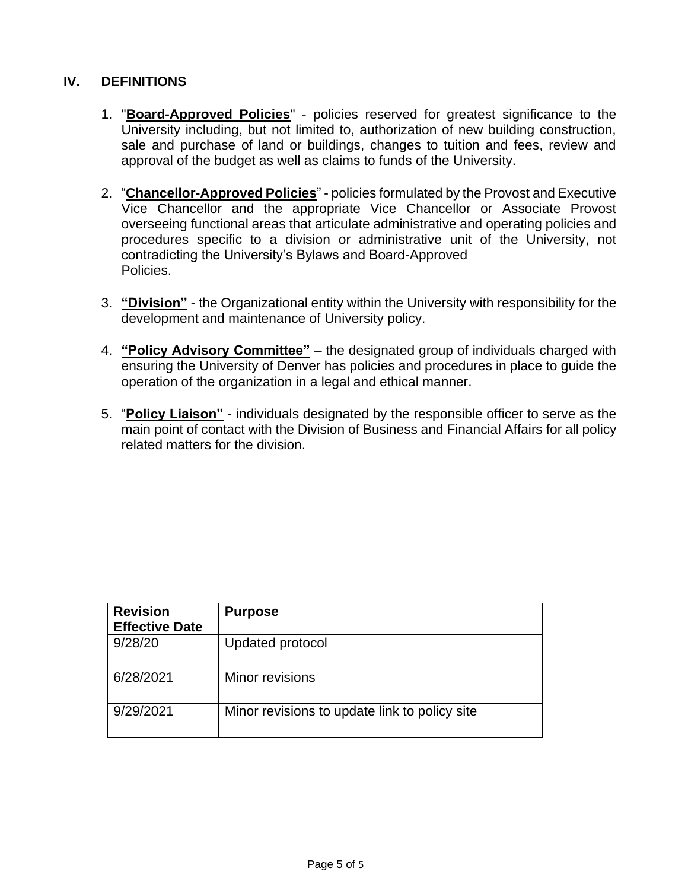## IV. DEFINITIONS

1. "**Board-Approved Policies**" - policies reserved for greatest significance to the University including, but not limited to, authorization of new building construction, sale and purchase of land or buildings, changes to tuition and fees, review and approval of the budget as well as claims to funds of the University.

2. "**Chancellor-Approved Policies**" - policies formulated by the Provost and Executive Vice Chancellor and the appropriate Vice Chancellor or Associate Provost overseeing functional areas that articulate administrative and operating policies and procedures specific to a division or administrative unit of the University, not contradicting the University's Bylaws and Board-Approved Policies.

3. **"Division"** - the Organizational entity within the University with responsibility for the development and maintenance of University policy.

4. **"Policy Advisory Committee"** – the designated group of individuals charged with ensuring the University of Denver has policies and procedures in place to guide the operation of the organization in a legal and ethical manner.

5. "**Policy Liaison"** - individuals designated by the responsible officer to serve as the main point of contact with the Division of Business and Financial Affairs for all policy related matters for the division.

| **Revision Effective Date** | **Purpose** |
|---|---|
| 9/28/20 | Updated protocol |
| 6/28/2021 | Minor revisions |
| 9/29/2021 | Minor revisions to update link to policy site |